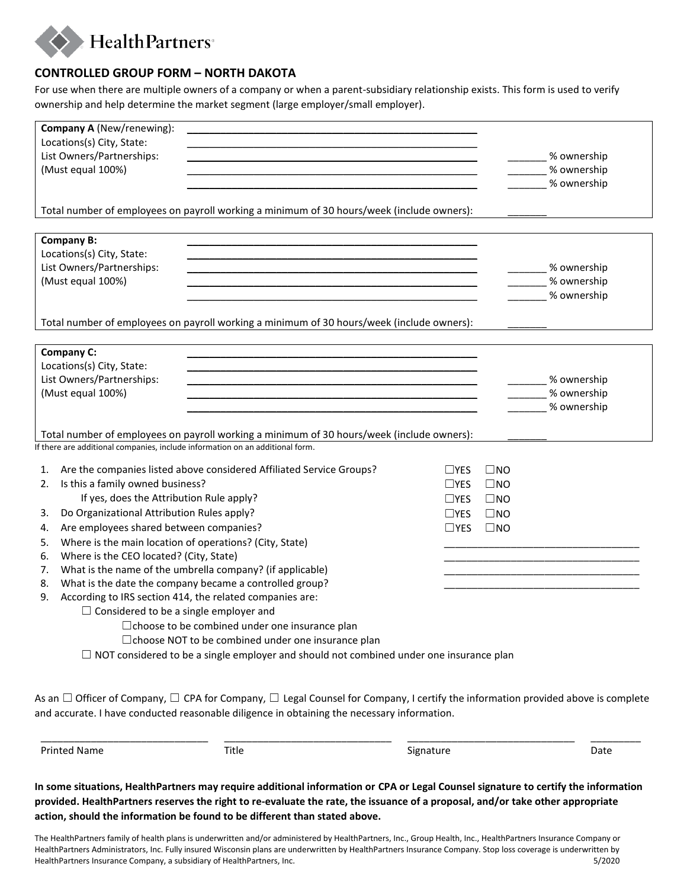HealthPartners

## CONTROLLED GROUP FORM – NORTH DAKOTA

For use when there are multiple owners of a company or when a parent-subsidiary relationship exists. This form is used to verify ownership and help determine the market segment (large employer/small employer).

**Company A** (New/renewing): ______________________________________________

Locations(s) City, State: ______________________________________________

List Owners/Partnerships: ______________________________________________ _______ % ownership

(Must equal 100%) ______________________________________________ _______ % ownership

______________________________________________ _______ % ownership

Total number of employees on payroll working a minimum of 30 hours/week (include owners): _______

**Company B:** ______________________________________________

Locations(s) City, State: ______________________________________________

List Owners/Partnerships: ______________________________________________ _______ % ownership

(Must equal 100%) ______________________________________________ _______ % ownership

______________________________________________ _______ % ownership

Total number of employees on payroll working a minimum of 30 hours/week (include owners): _______

**Company C:** ______________________________________________

Locations(s) City, State: ______________________________________________

List Owners/Partnerships: ______________________________________________ _______ % ownership

(Must equal 100%) ______________________________________________ _______ % ownership

______________________________________________ _______ % ownership

Total number of employees on payroll working a minimum of 30 hours/week (include owners): _______

If there are additional companies, include information on an additional form.

1. Are the companies listed above considered Affiliated Service Groups? ☐YES ☐NO
2. Is this a family owned business? ☐YES ☐NO
   - If yes, does the Attribution Rule apply? ☐YES ☐NO
3. Do Organizational Attribution Rules apply? ☐YES ☐NO
4. Are employees shared between companies? ☐YES ☐NO
5. Where is the main location of operations? (City, State) ___________________________________
6. Where is the CEO located? (City, State) ___________________________________
7. What is the name of the umbrella company? (if applicable) ___________________________________
8. What is the date the company became a controlled group? ___________________________________
9. According to IRS section 414, the related companies are:
   - ☐ Considered to be a single employer and
     - ☐choose to be combined under one insurance plan
     - ☐choose NOT to be combined under one insurance plan
   - ☐ NOT considered to be a single employer and should not combined under one insurance plan

As an ☐ Officer of Company, ☐ CPA for Company, ☐ Legal Counsel for Company, I certify the information provided above is complete and accurate. I have conducted reasonable diligence in obtaining the necessary information.

| ______________________________ | ______________________________ | ______________________________ | _________ |
|---|---|---|---|
| Printed Name | Title | Signature | Date |

**In some situations, HealthPartners may require additional information or CPA or Legal Counsel signature to certify the information provided. HealthPartners reserves the right to re-evaluate the rate, the issuance of a proposal, and/or take other appropriate action, should the information be found to be different than stated above.**

The HealthPartners family of health plans is underwritten and/or administered by HealthPartners, Inc., Group Health, Inc., HealthPartners Insurance Company or HealthPartners Administrators, Inc. Fully insured Wisconsin plans are underwritten by HealthPartners Insurance Company. Stop loss coverage is underwritten by HealthPartners Insurance Company, a subsidiary of HealthPartners, Inc. 5/2020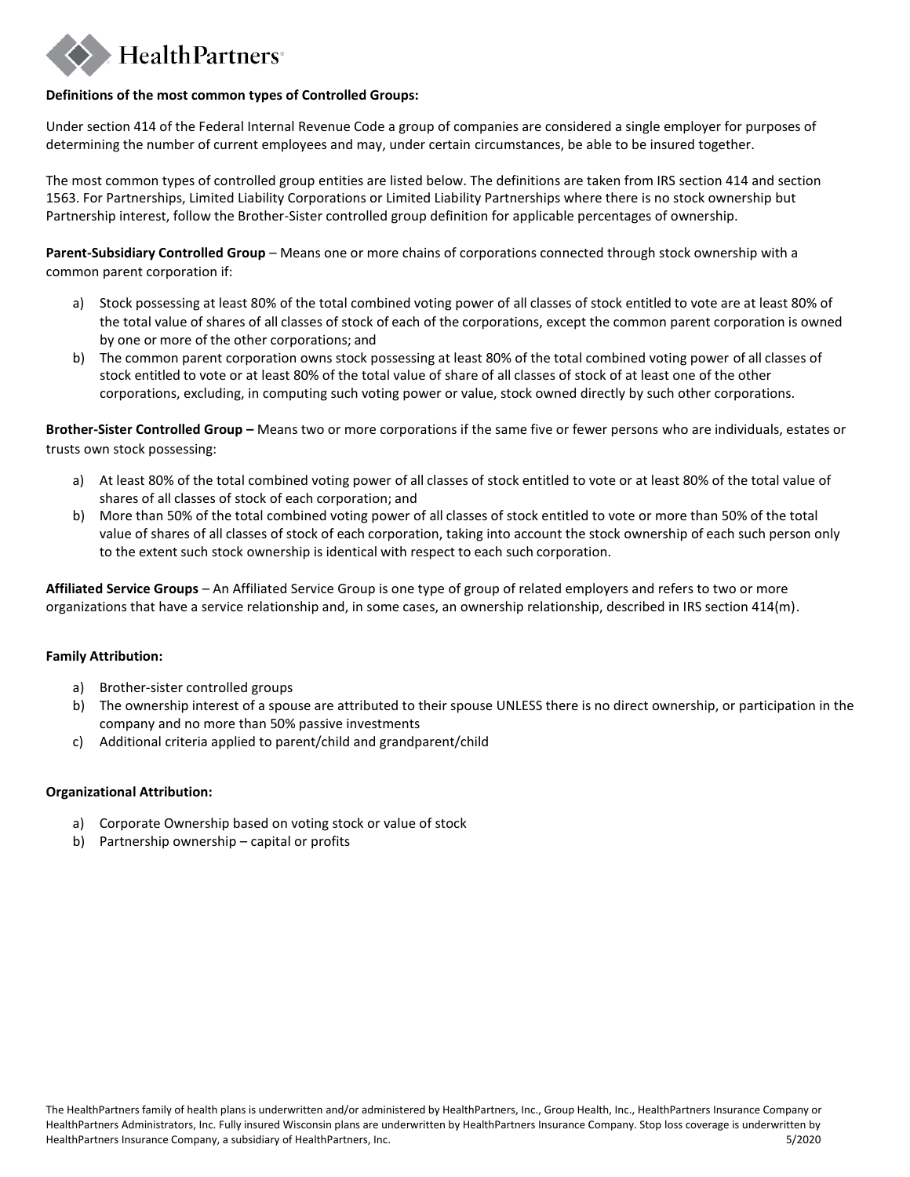**Definitions of the most common types of Controlled Groups:**

Under section 414 of the Federal Internal Revenue Code a group of companies are considered a single employer for purposes of determining the number of current employees and may, under certain circumstances, be able to be insured together.

The most common types of controlled group entities are listed below. The definitions are taken from IRS section 414 and section 1563. For Partnerships, Limited Liability Corporations or Limited Liability Partnerships where there is no stock ownership but Partnership interest, follow the Brother-Sister controlled group definition for applicable percentages of ownership.

**Parent-Subsidiary Controlled Group** – Means one or more chains of corporations connected through stock ownership with a common parent corporation if:

a) Stock possessing at least 80% of the total combined voting power of all classes of stock entitled to vote are at least 80% of the total value of shares of all classes of stock of each of the corporations, except the common parent corporation is owned by one or more of the other corporations; and
b) The common parent corporation owns stock possessing at least 80% of the total combined voting power of all classes of stock entitled to vote or at least 80% of the total value of share of all classes of stock of at least one of the other corporations, excluding, in computing such voting power or value, stock owned directly by such other corporations.

**Brother-Sister Controlled Group –** Means two or more corporations if the same five or fewer persons who are individuals, estates or trusts own stock possessing:

a) At least 80% of the total combined voting power of all classes of stock entitled to vote or at least 80% of the total value of shares of all classes of stock of each corporation; and
b) More than 50% of the total combined voting power of all classes of stock entitled to vote or more than 50% of the total value of shares of all classes of stock of each corporation, taking into account the stock ownership of each such person only to the extent such stock ownership is identical with respect to each such corporation.

**Affiliated Service Groups** – An Affiliated Service Group is one type of group of related employers and refers to two or more organizations that have a service relationship and, in some cases, an ownership relationship, described in IRS section 414(m).

**Family Attribution:**

a) Brother-sister controlled groups
b) The ownership interest of a spouse are attributed to their spouse UNLESS there is no direct ownership, or participation in the company and no more than 50% passive investments
c) Additional criteria applied to parent/child and grandparent/child

**Organizational Attribution:**

a) Corporate Ownership based on voting stock or value of stock
b) Partnership ownership – capital or profits

The HealthPartners family of health plans is underwritten and/or administered by HealthPartners, Inc., Group Health, Inc., HealthPartners Insurance Company or HealthPartners Administrators, Inc. Fully insured Wisconsin plans are underwritten by HealthPartners Insurance Company. Stop loss coverage is underwritten by HealthPartners Insurance Company, a subsidiary of HealthPartners, Inc. 5/2020